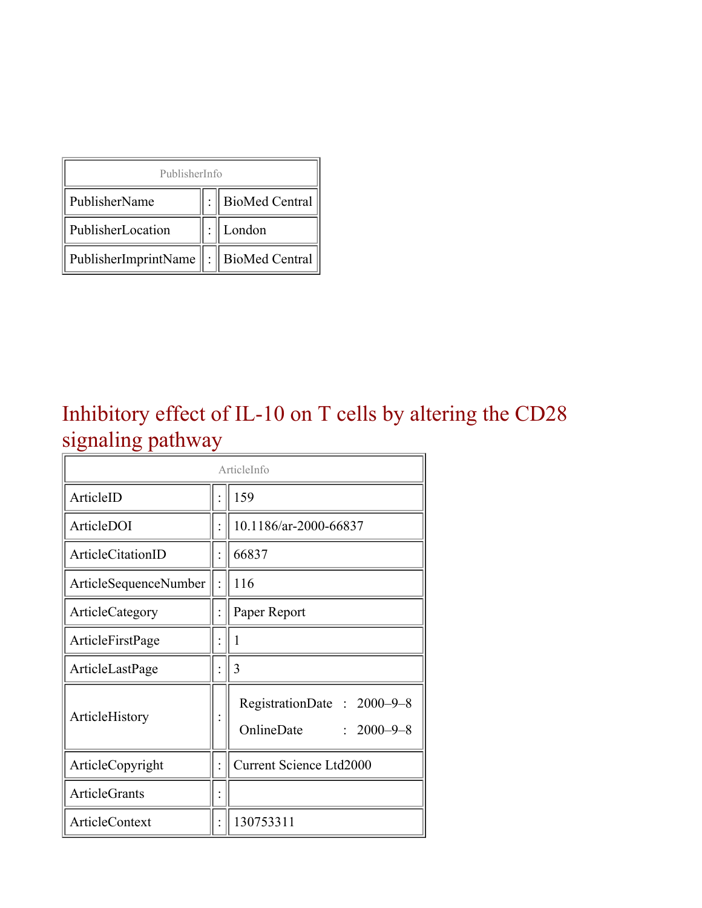| PublisherInfo | | |
|---|---|---|
| PublisherName | : | BioMed Central |
| PublisherLocation | : | London |
| PublisherImprintName | : | BioMed Central |

# Inhibitory effect of IL-10 on T cells by altering the CD28 signaling pathway

| ArticleInfo | | |
|---|---|---|
| ArticleID | : | 159 |
| ArticleDOI | : | 10.1186/ar-2000-66837 |
| ArticleCitationID | : | 66837 |
| ArticleSequenceNumber | : | 116 |
| ArticleCategory | : | Paper Report |
| ArticleFirstPage | : | 1 |
| ArticleLastPage | : | 3 |
| ArticleHistory | : | RegistrationDate : 2000–9–8<br>OnlineDate : 2000–9–8 |
| ArticleCopyright | : | Current Science Ltd2000 |
| ArticleGrants | : | |
| ArticleContext | : | 130753311 |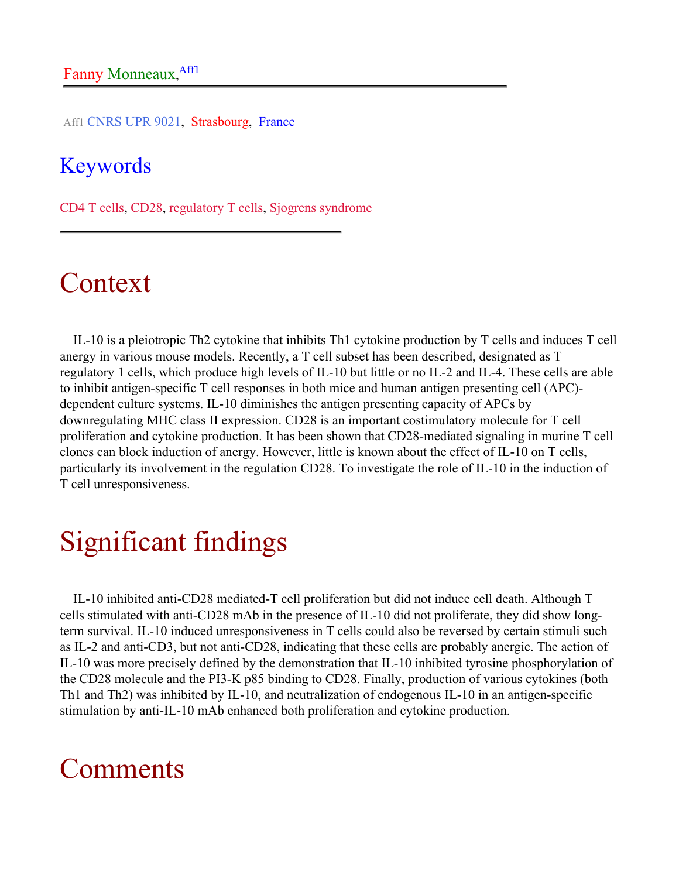Fanny Monneaux,[Aff1]

[Aff1] CNRS UPR 9021, Strasbourg, France

## Keywords

CD4 T cells, CD28, regulatory T cells, Sjogrens syndrome

# Context

IL-10 is a pleiotropic Th2 cytokine that inhibits Th1 cytokine production by T cells and induces T cell anergy in various mouse models. Recently, a T cell subset has been described, designated as T regulatory 1 cells, which produce high levels of IL-10 but little or no IL-2 and IL-4. These cells are able to inhibit antigen-specific T cell responses in both mice and human antigen presenting cell (APC)-dependent culture systems. IL-10 diminishes the antigen presenting capacity of APCs by downregulating MHC class II expression. CD28 is an important costimulatory molecule for T cell proliferation and cytokine production. It has been shown that CD28-mediated signaling in murine T cell clones can block induction of anergy. However, little is known about the effect of IL-10 on T cells, particularly its involvement in the regulation CD28. To investigate the role of IL-10 in the induction of T cell unresponsiveness.

# Significant findings

IL-10 inhibited anti-CD28 mediated-T cell proliferation but did not induce cell death. Although T cells stimulated with anti-CD28 mAb in the presence of IL-10 did not proliferate, they did show long-term survival. IL-10 induced unresponsiveness in T cells could also be reversed by certain stimuli such as IL-2 and anti-CD3, but not anti-CD28, indicating that these cells are probably anergic. The action of IL-10 was more precisely defined by the demonstration that IL-10 inhibited tyrosine phosphorylation of the CD28 molecule and the PI3-K p85 binding to CD28. Finally, production of various cytokines (both Th1 and Th2) was inhibited by IL-10, and neutralization of endogenous IL-10 in an antigen-specific stimulation by anti-IL-10 mAb enhanced both proliferation and cytokine production.

# Comments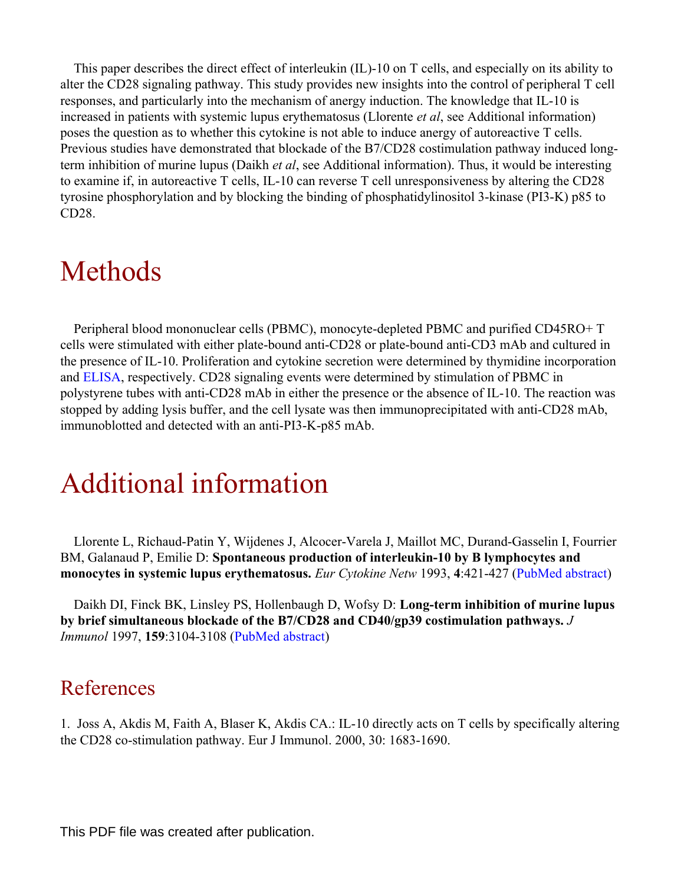This paper describes the direct effect of interleukin (IL)-10 on T cells, and especially on its ability to alter the CD28 signaling pathway. This study provides new insights into the control of peripheral T cell responses, and particularly into the mechanism of anergy induction. The knowledge that IL-10 is increased in patients with systemic lupus erythematosus (Llorente *et al*, see Additional information) poses the question as to whether this cytokine is not able to induce anergy of autoreactive T cells. Previous studies have demonstrated that blockade of the B7/CD28 costimulation pathway induced long-term inhibition of murine lupus (Daikh *et al*, see Additional information). Thus, it would be interesting to examine if, in autoreactive T cells, IL-10 can reverse T cell unresponsiveness by altering the CD28 tyrosine phosphorylation and by blocking the binding of phosphatidylinositol 3-kinase (PI3-K) p85 to CD28.

# Methods

Peripheral blood mononuclear cells (PBMC), monocyte-depleted PBMC and purified CD45RO+ T cells were stimulated with either plate-bound anti-CD28 or plate-bound anti-CD3 mAb and cultured in the presence of IL-10. Proliferation and cytokine secretion were determined by thymidine incorporation and ELISA, respectively. CD28 signaling events were determined by stimulation of PBMC in polystyrene tubes with anti-CD28 mAb in either the presence or the absence of IL-10. The reaction was stopped by adding lysis buffer, and the cell lysate was then immunoprecipitated with anti-CD28 mAb, immunoblotted and detected with an anti-PI3-K-p85 mAb.

# Additional information

Llorente L, Richaud-Patin Y, Wijdenes J, Alcocer-Varela J, Maillot MC, Durand-Gasselin I, Fourrier BM, Galanaud P, Emilie D: **Spontaneous production of interleukin-10 by B lymphocytes and monocytes in systemic lupus erythematosus.** *Eur Cytokine Netw* 1993, **4**:421-427 (PubMed abstract)

Daikh DI, Finck BK, Linsley PS, Hollenbaugh D, Wofsy D: **Long-term inhibition of murine lupus by brief simultaneous blockade of the B7/CD28 and CD40/gp39 costimulation pathways.** *J Immunol* 1997, **159**:3104-3108 (PubMed abstract)

## References

1. Joss A, Akdis M, Faith A, Blaser K, Akdis CA.: IL-10 directly acts on T cells by specifically altering the CD28 co-stimulation pathway. Eur J Immunol. 2000, 30: 1683-1690.

This PDF file was created after publication.